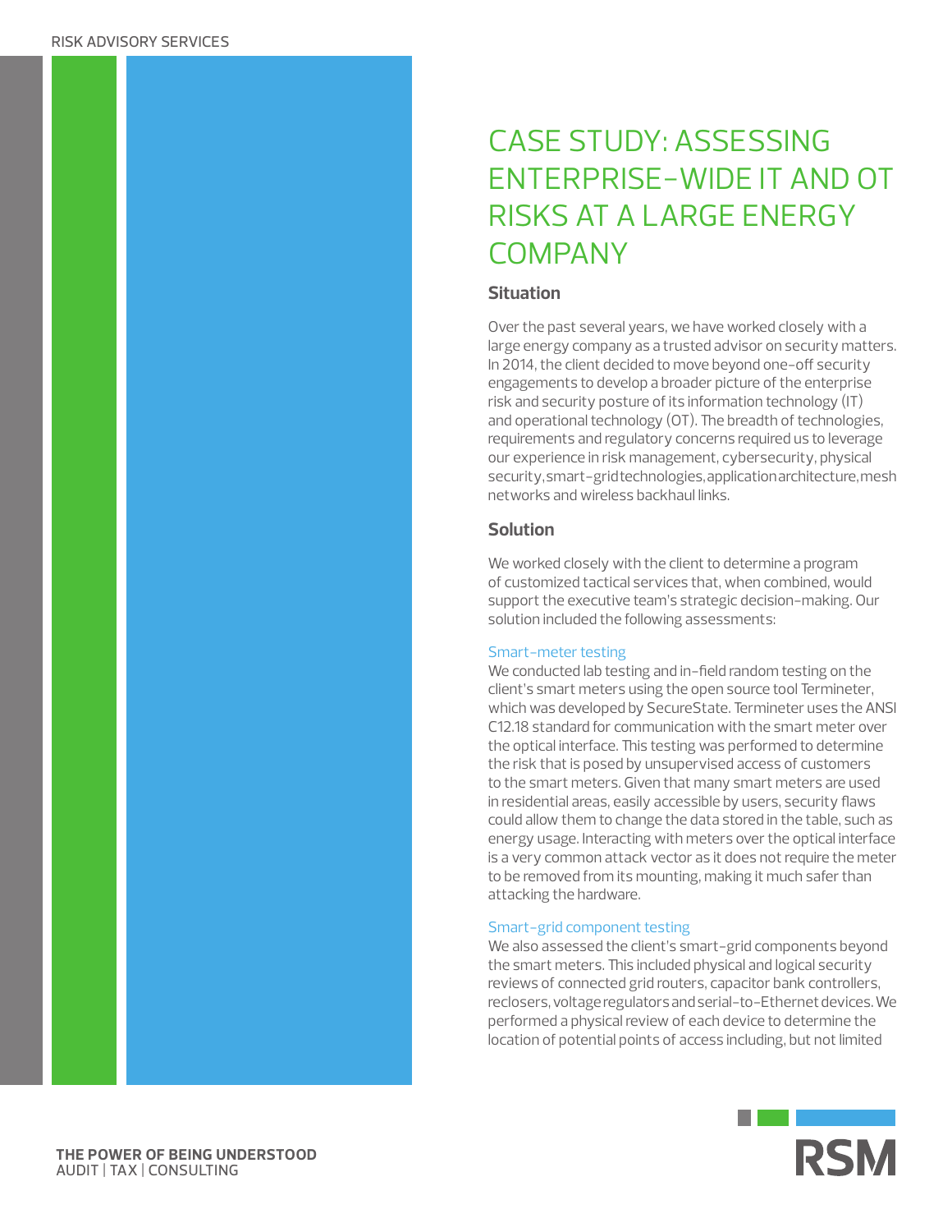RISK ADVISORY SERVICES

# CASE STUDY: ASSESSING ENTERPRISE-WIDE IT AND OT RISKS AT A LARGE ENERGY COMPANY

## Situation

Over the past several years, we have worked closely with a large energy company as a trusted advisor on security matters. In 2014, the client decided to move beyond one-off security engagements to develop a broader picture of the enterprise risk and security posture of its information technology (IT) and operational technology (OT). The breadth of technologies, requirements and regulatory concerns required us to leverage our experience in risk management, cybersecurity, physical security, smart-grid technologies, application architecture, mesh networks and wireless backhaul links.

## Solution

We worked closely with the client to determine a program of customized tactical services that, when combined, would support the executive team's strategic decision-making. Our solution included the following assessments:

### Smart-meter testing

We conducted lab testing and in-field random testing on the client's smart meters using the open source tool Termineter, which was developed by SecureState. Termineter uses the ANSI C12.18 standard for communication with the smart meter over the optical interface. This testing was performed to determine the risk that is posed by unsupervised access of customers to the smart meters. Given that many smart meters are used in residential areas, easily accessible by users, security flaws could allow them to change the data stored in the table, such as energy usage. Interacting with meters over the optical interface is a very common attack vector as it does not require the meter to be removed from its mounting, making it much safer than attacking the hardware.

### Smart-grid component testing

We also assessed the client's smart-grid components beyond the smart meters. This included physical and logical security reviews of connected grid routers, capacitor bank controllers, reclosers, voltage regulators and serial-to-Ethernet devices. We performed a physical review of each device to determine the location of potential points of access including, but not limited

THE POWER OF BEING UNDERSTOOD
AUDIT | TAX | CONSULTING

RSM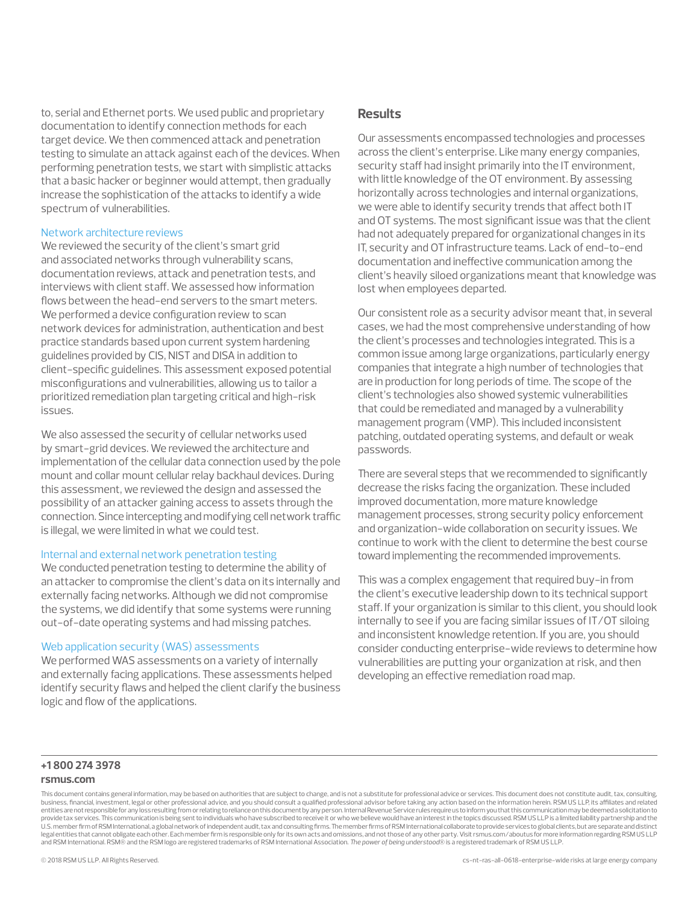to, serial and Ethernet ports. We used public and proprietary documentation to identify connection methods for each target device. We then commenced attack and penetration testing to simulate an attack against each of the devices. When performing penetration tests, we start with simplistic attacks that a basic hacker or beginner would attempt, then gradually increase the sophistication of the attacks to identify a wide spectrum of vulnerabilities.

### Network architecture reviews

We reviewed the security of the client's smart grid and associated networks through vulnerability scans, documentation reviews, attack and penetration tests, and interviews with client staff. We assessed how information flows between the head-end servers to the smart meters. We performed a device configuration review to scan network devices for administration, authentication and best practice standards based upon current system hardening guidelines provided by CIS, NIST and DISA in addition to client-specific guidelines. This assessment exposed potential misconfigurations and vulnerabilities, allowing us to tailor a prioritized remediation plan targeting critical and high-risk issues.

We also assessed the security of cellular networks used by smart-grid devices. We reviewed the architecture and implementation of the cellular data connection used by the pole mount and collar mount cellular relay backhaul devices. During this assessment, we reviewed the design and assessed the possibility of an attacker gaining access to assets through the connection. Since intercepting and modifying cell network traffic is illegal, we were limited in what we could test.

### Internal and external network penetration testing

We conducted penetration testing to determine the ability of an attacker to compromise the client's data on its internally and externally facing networks. Although we did not compromise the systems, we did identify that some systems were running out-of-date operating systems and had missing patches.

### Web application security (WAS) assessments

We performed WAS assessments on a variety of internally and externally facing applications. These assessments helped identify security flaws and helped the client clarify the business logic and flow of the applications.

## Results

Our assessments encompassed technologies and processes across the client's enterprise. Like many energy companies, security staff had insight primarily into the IT environment, with little knowledge of the OT environment. By assessing horizontally across technologies and internal organizations, we were able to identify security trends that affect both IT and OT systems. The most significant issue was that the client had not adequately prepared for organizational changes in its IT, security and OT infrastructure teams. Lack of end-to-end documentation and ineffective communication among the client's heavily siloed organizations meant that knowledge was lost when employees departed.

Our consistent role as a security advisor meant that, in several cases, we had the most comprehensive understanding of how the client's processes and technologies integrated. This is a common issue among large organizations, particularly energy companies that integrate a high number of technologies that are in production for long periods of time. The scope of the client's technologies also showed systemic vulnerabilities that could be remediated and managed by a vulnerability management program (VMP). This included inconsistent patching, outdated operating systems, and default or weak passwords.

There are several steps that we recommended to significantly decrease the risks facing the organization. These included improved documentation, more mature knowledge management processes, strong security policy enforcement and organization-wide collaboration on security issues. We continue to work with the client to determine the best course toward implementing the recommended improvements.

This was a complex engagement that required buy-in from the client's executive leadership down to its technical support staff. If your organization is similar to this client, you should look internally to see if you are facing similar issues of IT/OT siloing and inconsistent knowledge retention. If you are, you should consider conducting enterprise-wide reviews to determine how vulnerabilities are putting your organization at risk, and then developing an effective remediation road map.

**+1 800 274 3978**
**rsmus.com**

This document contains general information, may be based on authorities that are subject to change, and is not a substitute for professional advice or services. This document does not constitute audit, tax, consulting, business, financial, investment, legal or other professional advice, and you should consult a qualified professional advisor before taking any action based on the information herein. RSM US LLP, its affiliates and related entities are not responsible for any loss resulting from or relating to reliance on this document by any person. Internal Revenue Service rules require us to inform you that this communication may be deemed a solicitation to provide tax services. This communication is being sent to individuals who have subscribed to receive it or who we believe would have an interest in the topics discussed. RSM US LLP is a limited liability partnership and the U.S. member firm of RSM International, a global network of independent audit, tax and consulting firms. The member firms of RSM International collaborate to provide services to global clients, but are separate and distinct legal entities that cannot obligate each other. Each member firm is responsible only for its own acts and omissions, and not those of any other party. Visit rsmus.com/aboutus for more information regarding RSM US LLP and RSM International. RSM® and the RSM logo are registered trademarks of RSM International Association. *The power of being understood*® is a registered trademark of RSM US LLP.

© 2018 RSM US LLP. All Rights Reserved.

cs-nt-ras-all-0618-enterprise-wide risks at large energy company